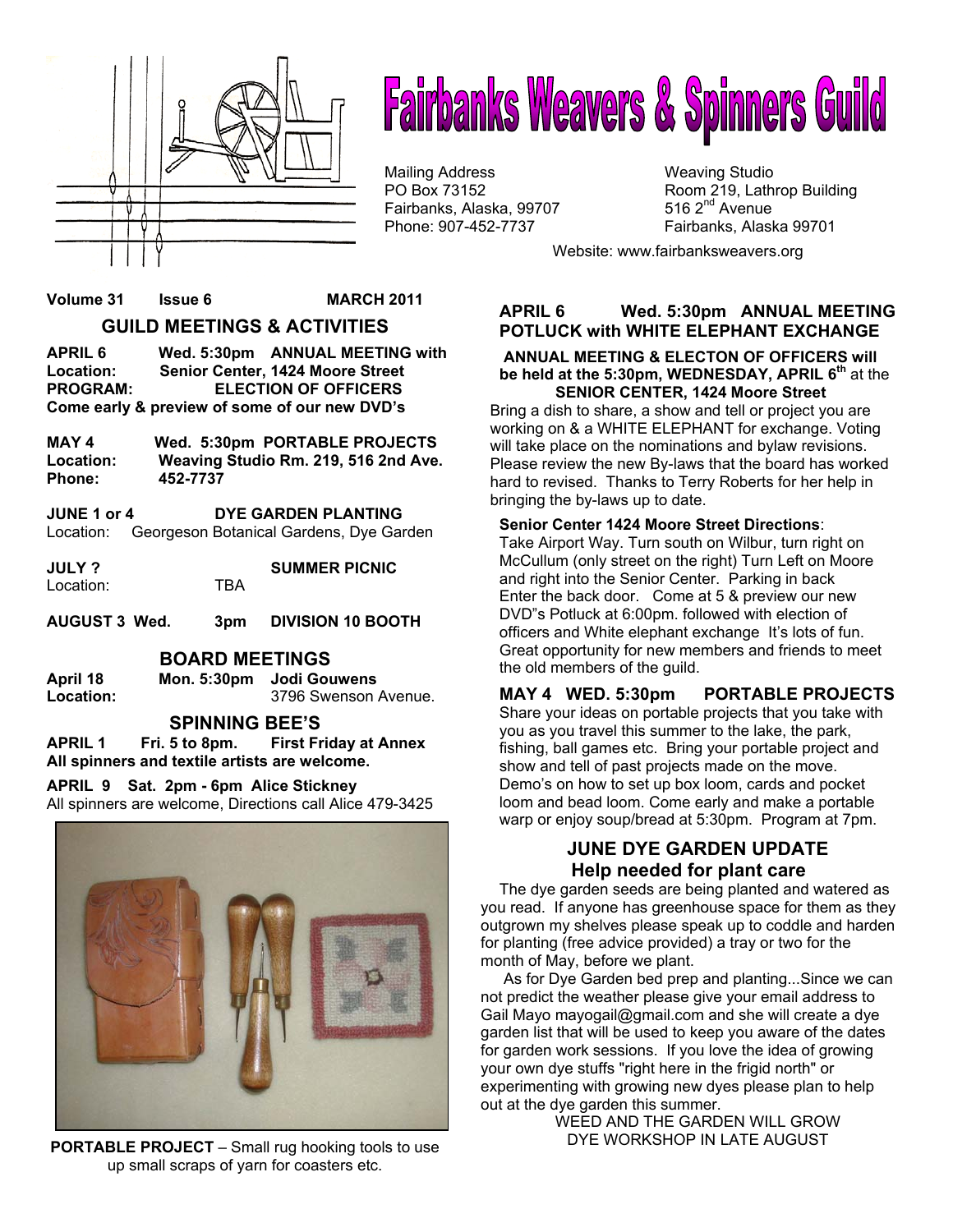# Fairbanks Weavers & Spinners Guild

Mailing Address
PO Box 73152
Fairbanks, Alaska, 99707
Phone: 907-452-7737

Weaving Studio
Room 219, Lathrop Building
516 2nd Avenue
Fairbanks, Alaska 99701

Website: www.fairbanksweavers.org

**Volume 31 Issue 6 MARCH 2011**

## GUILD MEETINGS & ACTIVITIES

**APRIL 6 Wed. 5:30pm ANNUAL MEETING with**
**Location: Senior Center, 1424 Moore Street**
**PROGRAM: ELECTION OF OFFICERS**
**Come early & preview of some of our new DVD's**

**MAY 4 Wed. 5:30pm PORTABLE PROJECTS**
**Location: Weaving Studio Rm. 219, 516 2nd Ave.**
**Phone: 452-7737**

**JUNE 1 or 4 DYE GARDEN PLANTING**
Location: Georgeson Botanical Gardens, Dye Garden

**JULY ? SUMMER PICNIC**
Location: TBA

**AUGUST 3 Wed. 3pm DIVISION 10 BOOTH**

## BOARD MEETINGS

**April 18 Mon. 5:30pm Jodi Gouwens**
**Location:** 3796 Swenson Avenue.

## SPINNING BEE'S

**APRIL 1 Fri. 5 to 8pm. First Friday at Annex**
**All spinners and textile artists are welcome.**

**APRIL 9 Sat. 2pm - 6pm Alice Stickney**
All spinners are welcome, Directions call Alice 479-3425

**PORTABLE PROJECT** – Small rug hooking tools to use up small scraps of yarn for coasters etc.

## APRIL 6 Wed. 5:30pm ANNUAL MEETING POTLUCK with WHITE ELEPHANT EXCHANGE

**ANNUAL MEETING & ELECTON OF OFFICERS will be held at the 5:30pm, WEDNESDAY, APRIL 6th at the SENIOR CENTER, 1424 Moore Street**

Bring a dish to share, a show and tell or project you are working on & a WHITE ELEPHANT for exchange. Voting will take place on the nominations and bylaw revisions. Please review the new By-laws that the board has worked hard to revised. Thanks to Terry Roberts for her help in bringing the by-laws up to date.

**Senior Center 1424 Moore Street Directions**:
Take Airport Way. Turn south on Wilbur, turn right on McCullum (only street on the right) Turn Left on Moore and right into the Senior Center. Parking in back Enter the back door. Come at 5 & preview our new DVD"s Potluck at 6:00pm. followed with election of officers and White elephant exchange It's lots of fun. Great opportunity for new members and friends to meet the old members of the guild.

## MAY 4 WED. 5:30pm PORTABLE PROJECTS

Share your ideas on portable projects that you take with you as you travel this summer to the lake, the park, fishing, ball games etc. Bring your portable project and show and tell of past projects made on the move. Demo's on how to set up box loom, cards and pocket loom and bead loom. Come early and make a portable warp or enjoy soup/bread at 5:30pm. Program at 7pm.

## JUNE DYE GARDEN UPDATE
### Help needed for plant care

The dye garden seeds are being planted and watered as you read. If anyone has greenhouse space for them as they outgrown my shelves please speak up to coddle and harden for planting (free advice provided) a tray or two for the month of May, before we plant.

As for Dye Garden bed prep and planting...Since we can not predict the weather please give your email address to Gail Mayo mayogail@gmail.com and she will create a dye garden list that will be used to keep you aware of the dates for garden work sessions. If you love the idea of growing your own dye stuffs "right here in the frigid north" or experimenting with growing new dyes please plan to help out at the dye garden this summer.

WEED AND THE GARDEN WILL GROW
DYE WORKSHOP IN LATE AUGUST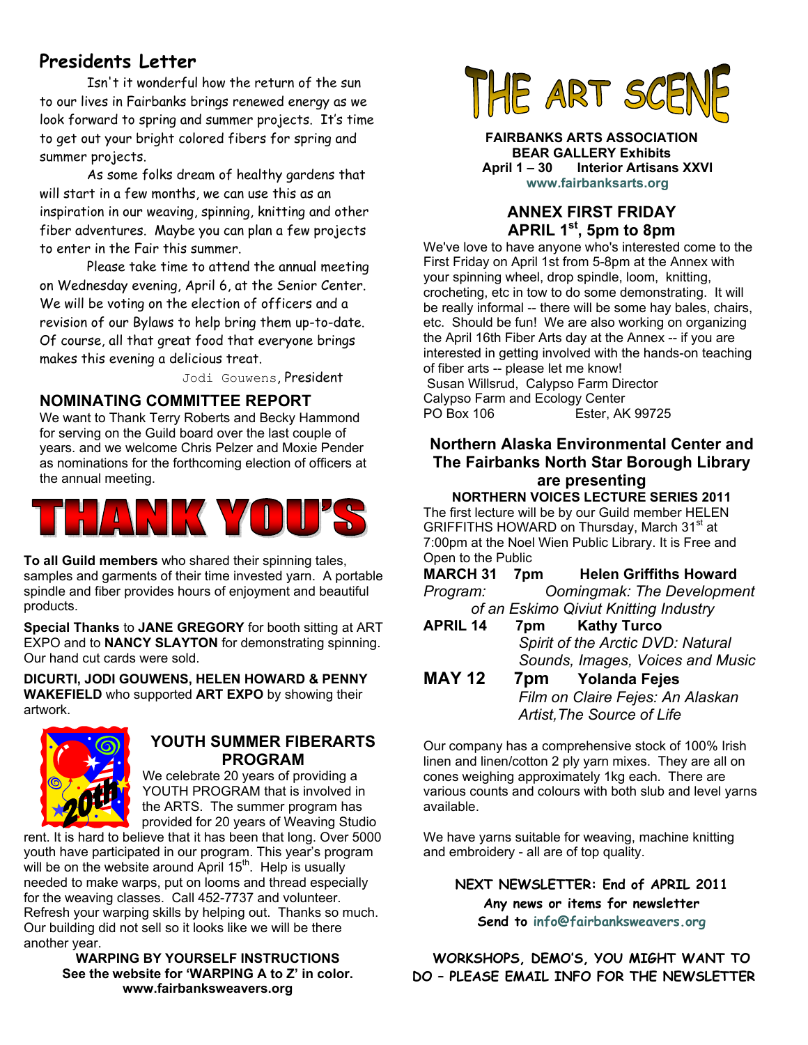## Presidents Letter

Isn't it wonderful how the return of the sun to our lives in Fairbanks brings renewed energy as we look forward to spring and summer projects. It's time to get out your bright colored fibers for spring and summer projects.

As some folks dream of healthy gardens that will start in a few months, we can use this as an inspiration in our weaving, spinning, knitting and other fiber adventures. Maybe you can plan a few projects to enter in the Fair this summer.

Please take time to attend the annual meeting on Wednesday evening, April 6, at the Senior Center. We will be voting on the election of officers and a revision of our Bylaws to help bring them up-to-date. Of course, all that great food that everyone brings makes this evening a delicious treat.

Jodi Gouwens, President

## NOMINATING COMMITTEE REPORT

We want to Thank Terry Roberts and Becky Hammond for serving on the Guild board over the last couple of years. and we welcome Chris Pelzer and Moxie Pender as nominations for the forthcoming election of officers at the annual meeting.

# THANK YOU'S

**To all Guild members** who shared their spinning tales, samples and garments of their time invested yarn. A portable spindle and fiber provides hours of enjoyment and beautiful products.

**Special Thanks** to **JANE GREGORY** for booth sitting at ART EXPO and to **NANCY SLAYTON** for demonstrating spinning. Our hand cut cards were sold.

**DICURTI, JODI GOUWENS, HELEN HOWARD & PENNY WAKEFIELD** who supported **ART EXPO** by showing their artwork.

## YOUTH SUMMER FIBERARTS PROGRAM

We celebrate 20 years of providing a YOUTH PROGRAM that is involved in the ARTS. The summer program has provided for 20 years of Weaving Studio rent. It is hard to believe that it has been that long. Over 5000 youth have participated in our program. This year's program will be on the website around April 15th. Help is usually needed to make warps, put on looms and thread especially for the weaving classes. Call 452-7737 and volunteer. Refresh your warping skills by helping out. Thanks so much. Our building did not sell so it looks like we will be there another year.

**WARPING BY YOURSELF INSTRUCTIONS**
**See the website for 'WARPING A to Z' in color.**
**www.fairbanksweavers.org**

# THE ART SCENE

**FAIRBANKS ARTS ASSOCIATION**
**BEAR GALLERY Exhibits**
**April 1 – 30 Interior Artisans XXVI**
**www.fairbanksarts.org**

## ANNEX FIRST FRIDAY
## APRIL 1st, 5pm to 8pm

We've love to have anyone who's interested come to the First Friday on April 1st from 5-8pm at the Annex with your spinning wheel, drop spindle, loom, knitting, crocheting, etc in tow to do some demonstrating. It will be really informal -- there will be some hay bales, chairs, etc. Should be fun! We are also working on organizing the April 16th Fiber Arts day at the Annex -- if you are interested in getting involved with the hands-on teaching of fiber arts -- please let me know!

Susan Willsrud, Calypso Farm Director
Calypso Farm and Ecology Center
PO Box 106 Ester, AK 99725

## Northern Alaska Environmental Center and The Fairbanks North Star Borough Library are presenting

**NORTHERN VOICES LECTURE SERIES 2011**

The first lecture will be by our Guild member HELEN GRIFFITHS HOWARD on Thursday, March 31st at 7:00pm at the Noel Wien Public Library. It is Free and Open to the Public

**MARCH 31 7pm Helen Griffiths Howard**
*Program: Oomingmak: The Development of an Eskimo Qiviut Knitting Industry*

**APRIL 14 7pm Kathy Turco**
*Spirit of the Arctic DVD: Natural Sounds, Images, Voices and Music*

**MAY 12 7pm Yolanda Fejes**
*Film on Claire Fejes: An Alaskan Artist,The Source of Life*

Our company has a comprehensive stock of 100% Irish linen and linen/cotton 2 ply yarn mixes. They are all on cones weighing approximately 1kg each. There are various counts and colours with both slub and level yarns available.

We have yarns suitable for weaving, machine knitting and embroidery - all are of top quality.

**NEXT NEWSLETTER: End of APRIL 2011**
**Any news or items for newsletter**
**Send to info@fairbanksweavers.org**

**WORKSHOPS, DEMO'S, YOU MIGHT WANT TO DO – PLEASE EMAIL INFO FOR THE NEWSLETTER**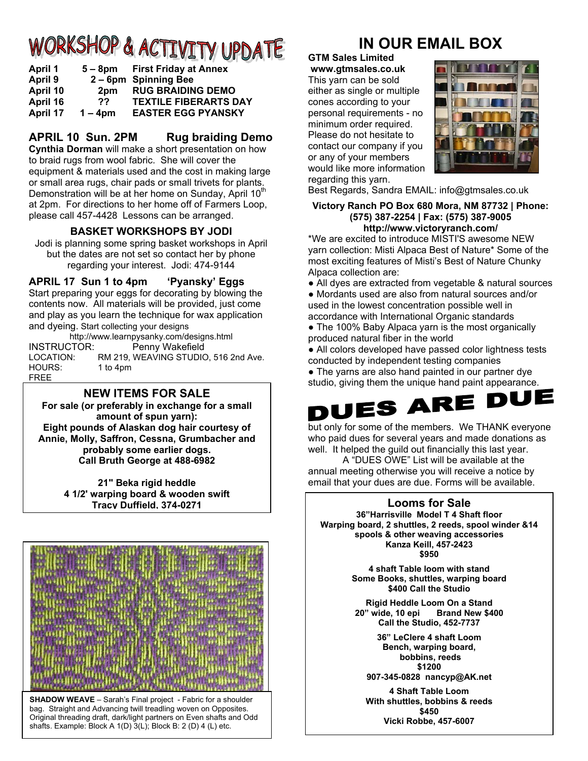# WORKSHOP & ACTIVITY UPDATE

| | | |
|---|---|---|
| **April 1** | **5 – 8pm** | **First Friday at Annex** |
| **April 9** | **2 – 6pm** | **Spinning Bee** |
| **April 10** | **2pm** | **RUG BRAIDING DEMO** |
| **April 16** | **??** | **TEXTILE FIBERARTS DAY** |
| **April 17** | **1 – 4pm** | **EASTER EGG PYANSKY** |

## APRIL 10 Sun. 2PM Rug braiding Demo

**Cynthia Dorman** will make a short presentation on how to braid rugs from wool fabric. She will cover the equipment & materials used and the cost in making large or small area rugs, chair pads or small trivets for plants. Demonstration will be at her home on Sunday, April 10th at 2pm. For directions to her home off of Farmers Loop, please call 457-4428 Lessons can be arranged.

### BASKET WORKSHOPS BY JODI

Jodi is planning some spring basket workshops in April but the dates are not set so contact her by phone regarding your interest. Jodi: 474-9144

## APRIL 17 Sun 1 to 4pm 'Pyansky' Eggs

Start preparing your eggs for decorating by blowing the contents now. All materials will be provided, just come and play as you learn the technique for wax application and dyeing. Start collecting your designs

http://www.learnpysanky.com/designs.html

INSTRUCTOR: Penny Wakefield
LOCATION: RM 219, WEAVING STUDIO, 516 2nd Ave.
HOURS: 1 to 4pm
FREE

### NEW ITEMS FOR SALE

**For sale (or preferably in exchange for a small amount of spun yarn):**
**Eight pounds of Alaskan dog hair courtesy of Annie, Molly, Saffron, Cessna, Grumbacher and probably some earlier dogs.**
**Call Bruth George at 488-6982**

**21" Beka rigid heddle**
**4 1/2' warping board & wooden swift**
**Tracy Duffield, 374-0271**

**SHADOW WEAVE** – Sarah's Final project - Fabric for a shoulder bag. Straight and Advancing twill treadling woven on Opposites. Original threading draft, dark/light partners on Even shafts and Odd shafts. Example: Block A 1(D) 3(L); Block B: 2 (D) 4 (L) etc.

# IN OUR EMAIL BOX

**GTM Sales Limited**
**www.gtmsales.co.uk**
This yarn can be sold either as single or multiple cones according to your personal requirements - no minimum order required. Please do not hesitate to contact our company if you or any of your members would like more information regarding this yarn.
Best Regards, Sandra EMAIL: info@gtmsales.co.uk

**Victory Ranch PO Box 680 Mora, NM 87732 | Phone: (575) 387-2254 | Fax: (575) 387-9005**
**http://www.victoryranch.com/**

*We are excited to introduce MISTI'S awesome NEW yarn collection: Misti Alpaca Best of Nature* Some of the most exciting features of Misti's Best of Nature Chunky Alpaca collection are:

- All dyes are extracted from vegetable & natural sources
- Mordants used are also from natural sources and/or used in the lowest concentration possible well in accordance with International Organic standards
- The 100% Baby Alpaca yarn is the most organically produced natural fiber in the world
- All colors developed have passed color lightness tests conducted by independent testing companies
- The yarns are also hand painted in our partner dye studio, giving them the unique hand paint appearance.

# DUES ARE DUE

but only for some of the members. We THANK everyone who paid dues for several years and made donations as well. It helped the guild out financially this last year.

A "DUES OWE" List will be available at the annual meeting otherwise you will receive a notice by email that your dues are due. Forms will be available.

### Looms for Sale

**36"Harrisville Model T 4 Shaft floor**
**Warping board, 2 shuttles, 2 reeds, spool winder &14 spools & other weaving accessories**
**Kanza Keill, 457-2423**
**$950**

**4 shaft Table loom with stand**
**Some Books, shuttles, warping board**
**$400 Call the Studio**

**Rigid Heddle Loom On a Stand**
**20" wide, 10 epi Brand New $400**
**Call the Studio, 452-7737**

**36" LeClere 4 shaft Loom**
**Bench, warping board, bobbins, reeds**
**$1200**
**907-345-0828 nancyp@AK.net**

**4 Shaft Table Loom**
**With shuttles, bobbins & reeds**
**$450**
**Vicki Robbe, 457-6007**